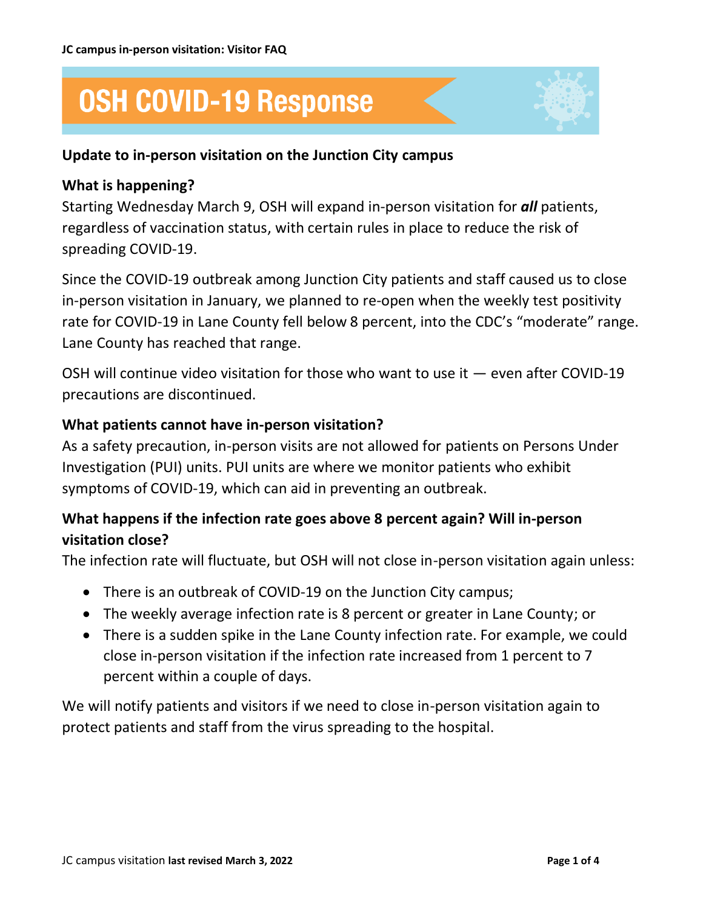# OSH COVID-19 Response

## Update to in-person visitation on the Junction City campus

### What is happening?

Starting Wednesday March 9, OSH will expand in-person visitation for ***all*** patients, regardless of vaccination status, with certain rules in place to reduce the risk of spreading COVID-19.

Since the COVID-19 outbreak among Junction City patients and staff caused us to close in-person visitation in January, we planned to re-open when the weekly test positivity rate for COVID-19 in Lane County fell below 8 percent, into the CDC's "moderate" range. Lane County has reached that range.

OSH will continue video visitation for those who want to use it — even after COVID-19 precautions are discontinued.

### What patients cannot have in-person visitation?

As a safety precaution, in-person visits are not allowed for patients on Persons Under Investigation (PUI) units. PUI units are where we monitor patients who exhibit symptoms of COVID-19, which can aid in preventing an outbreak.

### What happens if the infection rate goes above 8 percent again? Will in-person visitation close?

The infection rate will fluctuate, but OSH will not close in-person visitation again unless:

- There is an outbreak of COVID-19 on the Junction City campus;
- The weekly average infection rate is 8 percent or greater in Lane County; or
- There is a sudden spike in the Lane County infection rate. For example, we could close in-person visitation if the infection rate increased from 1 percent to 7 percent within a couple of days.

We will notify patients and visitors if we need to close in-person visitation again to protect patients and staff from the virus spreading to the hospital.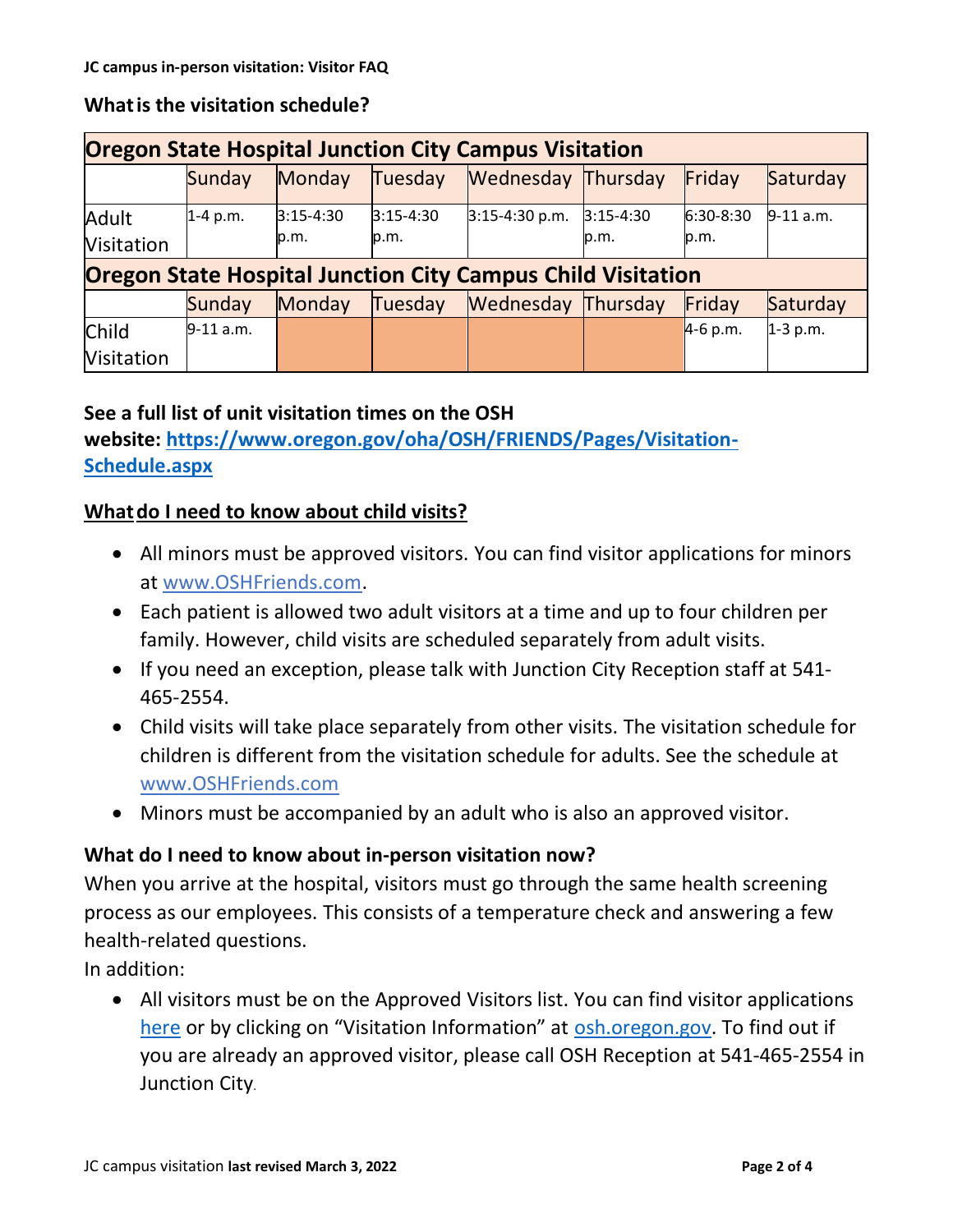JC campus in-person visitation: Visitor FAQ

**What is the visitation schedule?**

| Oregon State Hospital Junction City Campus Visitation | | | | | | | |
|---|---|---|---|---|---|---|---|
| | Sunday | Monday | Tuesday | Wednesday | Thursday | Friday | Saturday |
| Adult Visitation | 1-4 p.m. | 3:15-4:30 p.m. | 3:15-4:30 p.m. | 3:15-4:30 p.m. | 3:15-4:30 p.m. | 6:30-8:30 p.m. | 9-11 a.m. |
| **Oregon State Hospital Junction City Campus Child Visitation** | | | | | | | |
| | Sunday | Monday | Tuesday | Wednesday | Thursday | Friday | Saturday |
| Child Visitation | 9-11 a.m. | | | | | 4-6 p.m. | 1-3 p.m. |

**See a full list of unit visitation times on the OSH website: https://www.oregon.gov/oha/OSH/FRIENDS/Pages/Visitation-Schedule.aspx**

**What do I need to know about child visits?**

- All minors must be approved visitors. You can find visitor applications for minors at www.OSHFriends.com.
- Each patient is allowed two adult visitors at a time and up to four children per family. However, child visits are scheduled separately from adult visits.
- If you need an exception, please talk with Junction City Reception staff at 541-465-2554.
- Child visits will take place separately from other visits. The visitation schedule for children is different from the visitation schedule for adults. See the schedule at www.OSHFriends.com
- Minors must be accompanied by an adult who is also an approved visitor.

**What do I need to know about in-person visitation now?**

When you arrive at the hospital, visitors must go through the same health screening process as our employees. This consists of a temperature check and answering a few health-related questions.

In addition:

- All visitors must be on the Approved Visitors list. You can find visitor applications here or by clicking on "Visitation Information" at osh.oregon.gov. To find out if you are already an approved visitor, please call OSH Reception at 541-465-2554 in Junction City.

JC campus visitation **last revised March 3, 2022**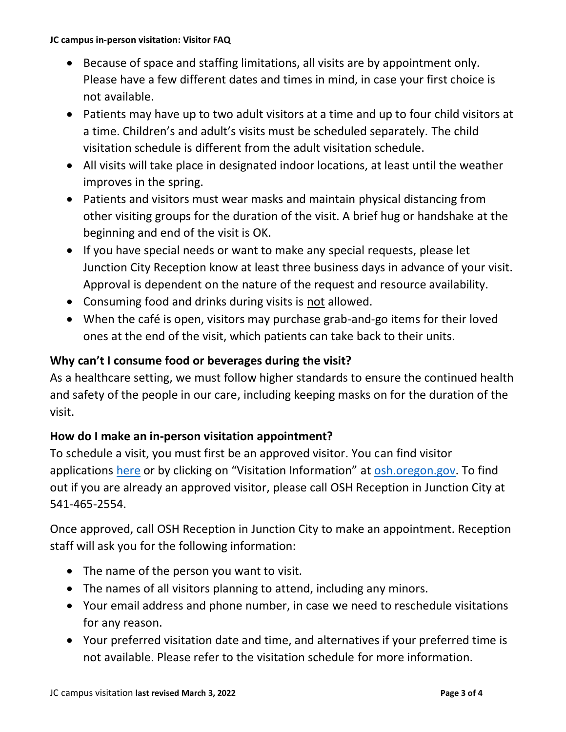- Because of space and staffing limitations, all visits are by appointment only. Please have a few different dates and times in mind, in case your first choice is not available.
- Patients may have up to two adult visitors at a time and up to four child visitors at a time. Children's and adult's visits must be scheduled separately. The child visitation schedule is different from the adult visitation schedule.
- All visits will take place in designated indoor locations, at least until the weather improves in the spring.
- Patients and visitors must wear masks and maintain physical distancing from other visiting groups for the duration of the visit. A brief hug or handshake at the beginning and end of the visit is OK.
- If you have special needs or want to make any special requests, please let Junction City Reception know at least three business days in advance of your visit. Approval is dependent on the nature of the request and resource availability.
- Consuming food and drinks during visits is <u>not</u> allowed.
- When the café is open, visitors may purchase grab-and-go items for their loved ones at the end of the visit, which patients can take back to their units.

### Why can't I consume food or beverages during the visit?

As a healthcare setting, we must follow higher standards to ensure the continued health and safety of the people in our care, including keeping masks on for the duration of the visit.

### How do I make an in-person visitation appointment?

To schedule a visit, you must first be an approved visitor. You can find visitor applications [here]() or by clicking on "Visitation Information" at [osh.oregon.gov](). To find out if you are already an approved visitor, please call OSH Reception in Junction City at 541-465-2554.

Once approved, call OSH Reception in Junction City to make an appointment. Reception staff will ask you for the following information:

- The name of the person you want to visit.
- The names of all visitors planning to attend, including any minors.
- Your email address and phone number, in case we need to reschedule visitations for any reason.
- Your preferred visitation date and time, and alternatives if your preferred time is not available. Please refer to the visitation schedule for more information.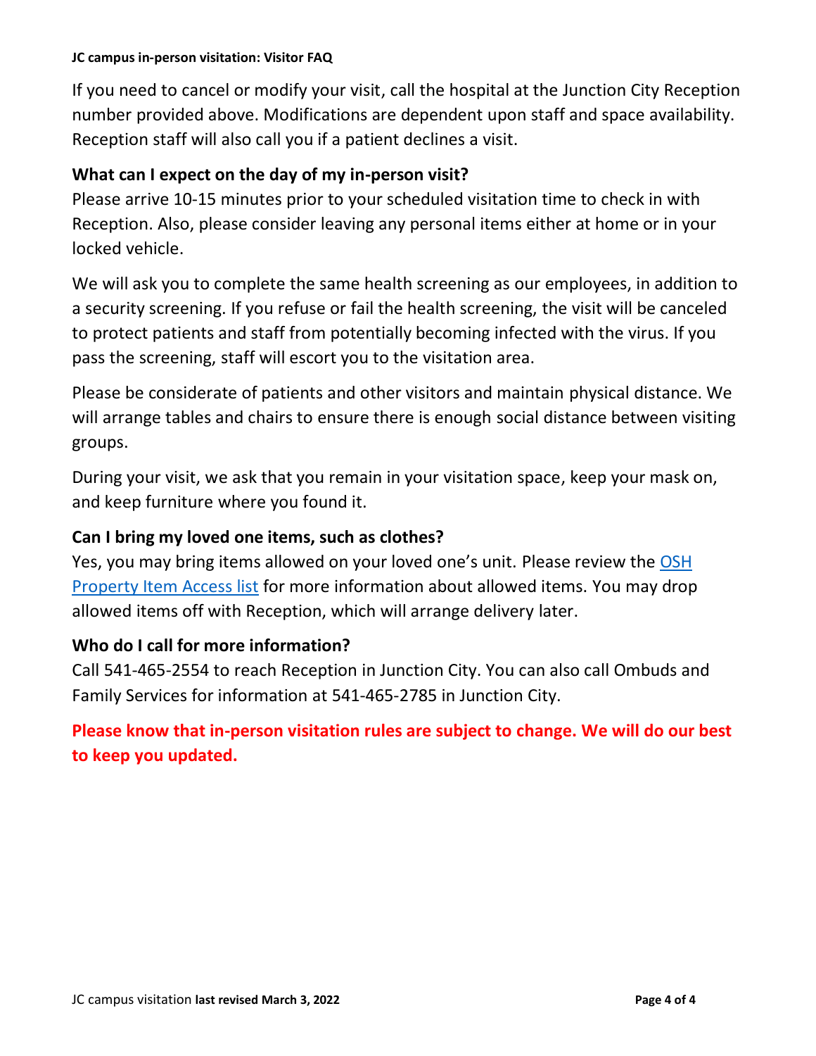If you need to cancel or modify your visit, call the hospital at the Junction City Reception number provided above. Modifications are dependent upon staff and space availability. Reception staff will also call you if a patient declines a visit.

### What can I expect on the day of my in-person visit?

Please arrive 10-15 minutes prior to your scheduled visitation time to check in with Reception. Also, please consider leaving any personal items either at home or in your locked vehicle.

We will ask you to complete the same health screening as our employees, in addition to a security screening. If you refuse or fail the health screening, the visit will be canceled to protect patients and staff from potentially becoming infected with the virus. If you pass the screening, staff will escort you to the visitation area.

Please be considerate of patients and other visitors and maintain physical distance. We will arrange tables and chairs to ensure there is enough social distance between visiting groups.

During your visit, we ask that you remain in your visitation space, keep your mask on, and keep furniture where you found it.

### Can I bring my loved one items, such as clothes?

Yes, you may bring items allowed on your loved one's unit. Please review the OSH Property Item Access list for more information about allowed items. You may drop allowed items off with Reception, which will arrange delivery later.

### Who do I call for more information?

Call 541-465-2554 to reach Reception in Junction City. You can also call Ombuds and Family Services for information at 541-465-2785 in Junction City.

**Please know that in-person visitation rules are subject to change. We will do our best to keep you updated.**